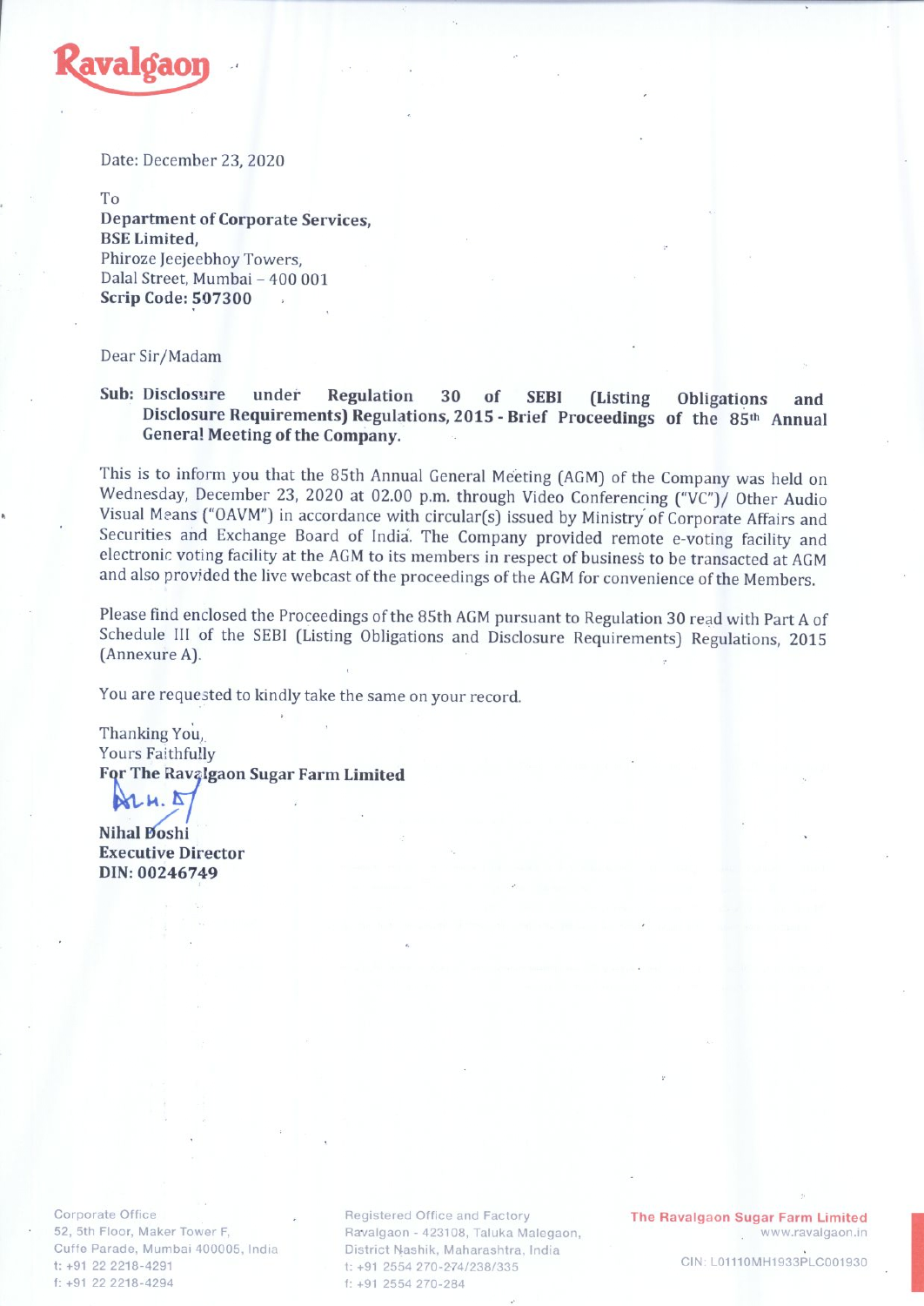Ravalgaon

Date: December 23, 2020

To
**Department of Corporate Services,**
**BSE Limited,**
Phiroze Jeejeebhoy Towers,
Dalal Street, Mumbai – 400 001
**Scrip Code: 507300**

Dear Sir/Madam

**Sub: Disclosure under Regulation 30 of SEBI (Listing Obligations and Disclosure Requirements) Regulations, 2015 - Brief Proceedings of the 85th Annual General Meeting of the Company.**

This is to inform you that the 85th Annual General Meeting (AGM) of the Company was held on Wednesday, December 23, 2020 at 02.00 p.m. through Video Conferencing ("VC")/ Other Audio Visual Means ("OAVM") in accordance with circular(s) issued by Ministry of Corporate Affairs and Securities and Exchange Board of India. The Company provided remote e-voting facility and electronic voting facility at the AGM to its members in respect of business to be transacted at AGM and also provided the live webcast of the proceedings of the AGM for convenience of the Members.

Please find enclosed the Proceedings of the 85th AGM pursuant to Regulation 30 read with Part A of Schedule III of the SEBI (Listing Obligations and Disclosure Requirements) Regulations, 2015 (Annexure A).

You are requested to kindly take the same on your record.

Thanking You,
Yours Faithfully
**For The Ravalgaon Sugar Farm Limited**

**Nihal Doshi**
**Executive Director**
**DIN: 00246749**

Corporate Office
52, 5th Floor, Maker Tower F,
Cuffe Parade, Mumbai 400005, India
t: +91 22 2218-4291
f: +91 22 2218-4294

Registered Office and Factory
Ravalgaon - 423108, Taluka Malegaon,
District Nashik, Maharashtra, India
t: +91 2554 270-274/238/335
f: +91 2554 270-284

**The Ravalgaon Sugar Farm Limited**
www.ravalgaon.in
CIN: L01110MH1933PLC001930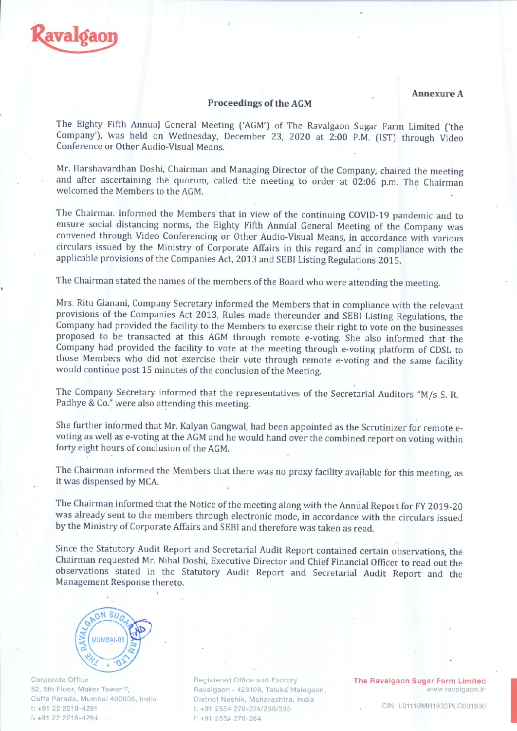**Annexure A**

## Proceedings of the AGM

The Eighty Fifth Annual General Meeting ('AGM') of The Ravalgaon Sugar Farm Limited ('the Company'), was held on Wednesday, December 23, 2020 at 2:00 P.M. (IST) through Video Conference or Other Audio-Visual Means.

Mr. Harshavardhan Doshi, Chairman and Managing Director of the Company, chaired the meeting and after ascertaining the quorum, called the meeting to order at 02:06 p.m. The Chairman welcomed the Members to the AGM.

The Chairman informed the Members that in view of the continuing COVID-19 pandemic and to ensure social distancing norms, the Eighty Fifth Annual General Meeting of the Company was convened through Video Conferencing or Other Audio-Visual Means, in accordance with various circulars issued by the Ministry of Corporate Affairs in this regard and in compliance with the applicable provisions of the Companies Act, 2013 and SEBI Listing Regulations 2015.

The Chairman stated the names of the members of the Board who were attending the meeting.

Mrs. Ritu Gianani, Company Secretary informed the Members that in compliance with the relevant provisions of the Companies Act 2013, Rules made thereunder and SEBI Listing Regulations, the Company had provided the facility to the Members to exercise their right to vote on the businesses proposed to be transacted at this AGM through remote e-voting. She also informed that the Company had provided the facility to vote at the meeting through e-voting platform of CDSL to those Members who did not exercise their vote through remote e-voting and the same facility would continue post 15 minutes of the conclusion of the Meeting.

The Company Secretary informed that the representatives of the Secretarial Auditors "M/s S. R. Padhye & Co." were also attending this meeting.

She further informed that Mr. Kalyan Gangwal, had been appointed as the Scrutinizer for remote e-voting as well as e-voting at the AGM and he would hand over the combined report on voting within forty eight hours of conclusion of the AGM.

The Chairman informed the Members that there was no proxy facility available for this meeting, as it was dispensed by MCA.

The Chairman informed that the Notice of the meeting along with the Annual Report for FY 2019-20 was already sent to the members through electronic mode, in accordance with the circulars issued by the Ministry of Corporate Affairs and SEBI and therefore was taken as read.

Since the Statutory Audit Report and Secretarial Audit Report contained certain observations, the Chairman requested Mr. Nihal Doshi, Executive Director and Chief Financial Officer to read out the observations stated in the Statutory Audit Report and Secretarial Audit Report and the Management Response thereto.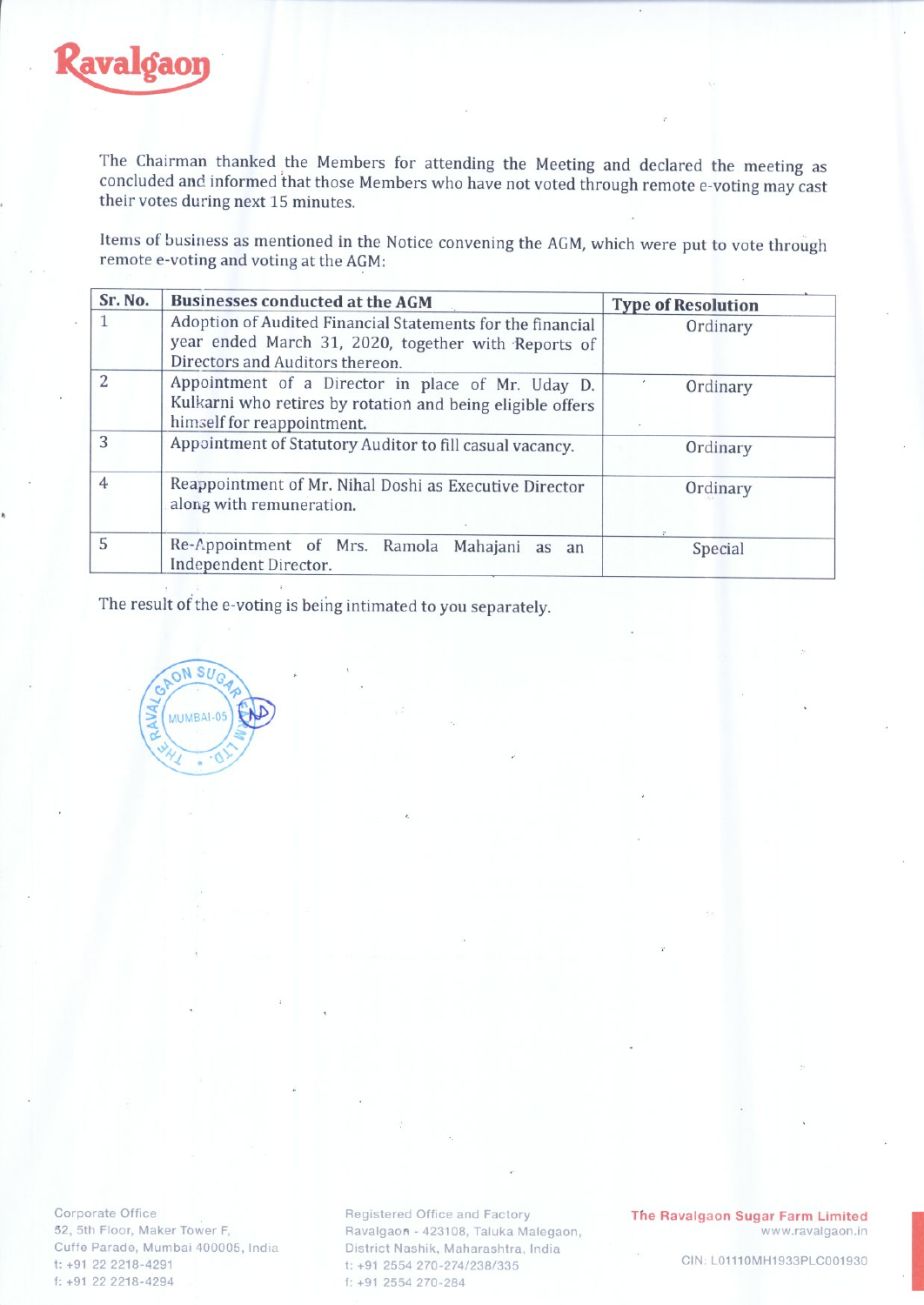The Chairman thanked the Members for attending the Meeting and declared the meeting as concluded and informed that those Members who have not voted through remote e-voting may cast their votes during next 15 minutes.

Items of business as mentioned in the Notice convening the AGM, which were put to vote through remote e-voting and voting at the AGM:

| Sr. No. | Businesses conducted at the AGM | Type of Resolution |
|---|---|---|
| 1 | Adoption of Audited Financial Statements for the financial year ended March 31, 2020, together with Reports of Directors and Auditors thereon. | Ordinary |
| 2 | Appointment of a Director in place of Mr. Uday D. Kulkarni who retires by rotation and being eligible offers himself for reappointment. | Ordinary |
| 3 | Appointment of Statutory Auditor to fill casual vacancy. | Ordinary |
| 4 | Reappointment of Mr. Nihal Doshi as Executive Director along with remuneration. | Ordinary |
| 5 | Re-Appointment of Mrs. Ramola Mahajani as an Independent Director. | Special |

The result of the e-voting is being intimated to you separately.

THE RAVALGAON SUGAR FARM LTD. MUMBAI-05

Corporate Office
52, 5th Floor, Maker Tower F,
Cuffe Parade, Mumbai 400005, India
t: +91 22 2218-4291
f: +91 22 2218-4294

Registered Office and Factory
Ravalgaon - 423108, Taluka Malegaon,
District Nashik, Maharashtra, India
t: +91 2554 270-274/238/335
f: +91 2554 270-284

The Ravalgaon Sugar Farm Limited
www.ravalgaon.in

CIN: L01110MH1933PLC001930